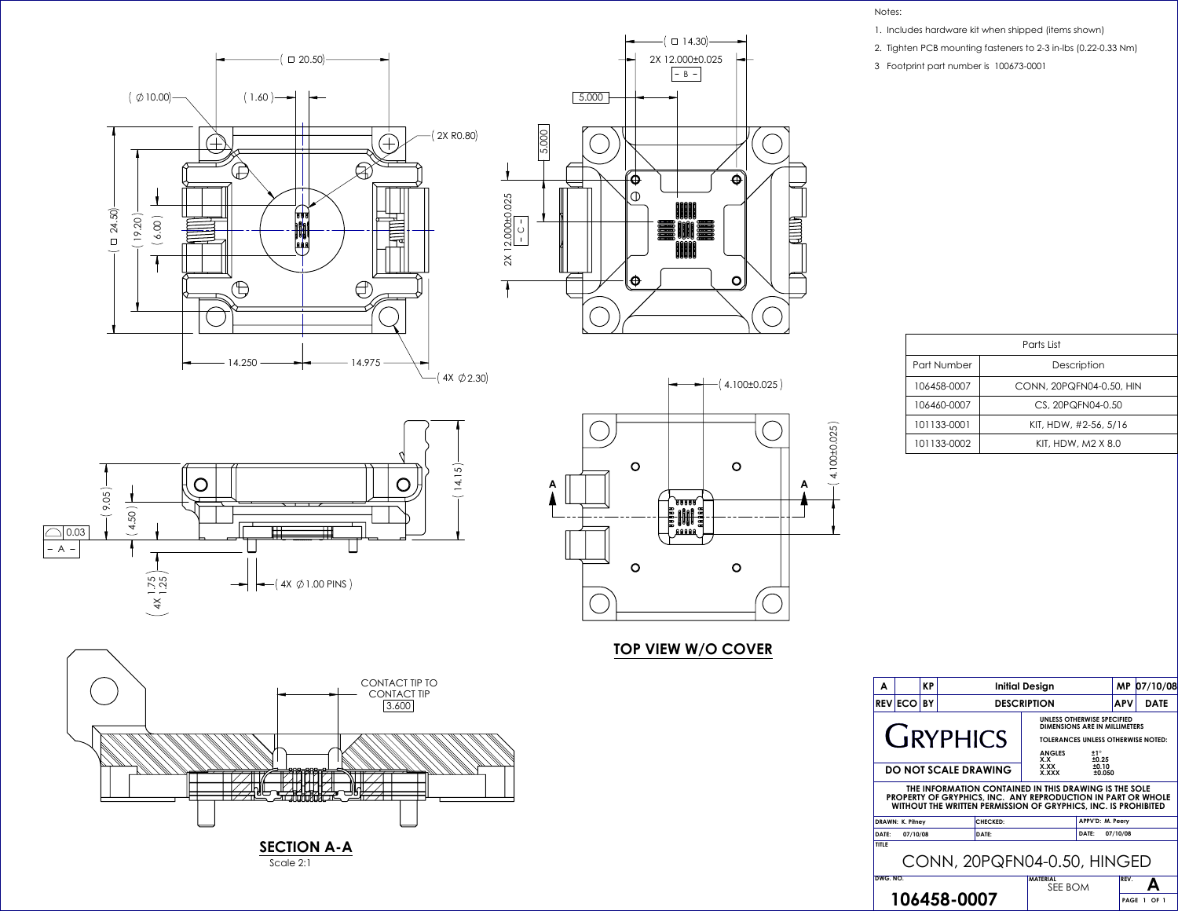Notes:

1. Includes hardware kit when shipped (items shown)
2. Tighten PCB mounting fasteners to 2-3 in-lbs (0.22-0.33 Nm)
3. Footprint part number is 100673-0001

| Parts List | |
|---|---|
| Part Number | Description |
| 106458-0007 | CONN, 20PQFN04-0.50, HIN |
| 106460-0007 | CS, 20PQFN04-0.50 |
| 101133-0001 | KIT, HDW, #2-56, 5/16 |
| 101133-0002 | KIT, HDW, M2 X 8.0 |

( □ 20.50)

( ⌀10.00)

( 1.60 )

( 2X R0.80)

( □ 24.50)

( 19.20 )

( 6.00 )

14.250

14.975

( 4X ⌀2.30)

( □ 14.30)

2X 12.000±0.025

B

5.000

5.000

2X 12.000±0.025

C

( 9.05 )

( 4.50 )

( 14.15 )

0.03

A

( 4X 1.75 / 1.25 )

( 4X ⌀1.00 PINS )

( 4.100±0.025 )

( 4.100±0.025 )

A A

**TOP VIEW W/O COVER**

CONTACT TIP TO CONTACT TIP

3.600

**SECTION A-A**

Scale 2:1

| REV | ECO | BY | DESCRIPTION | APV | DATE |
|---|---|---|---|---|---|
| A | | KP | Initial Design | MP | 07/10/08 |

GRYPHICS

DO NOT SCALE DRAWING

UNLESS OTHERWISE SPECIFIED
DIMENSIONS ARE IN MILLIMETERS

TOLERANCES UNLESS OTHERWISE NOTED:

| ANGLES | ±1° |
|---|---|
| X.X | ±0.25 |
| X.XX | ±0.10 |
| X.XXX | ±0.050 |

THE INFORMATION CONTAINED IN THIS DRAWING IS THE SOLE PROPERTY OF GRYPHICS, INC. ANY REPRODUCTION IN PART OR WHOLE WITHOUT THE WRITTEN PERMISSION OF GRYPHICS, INC. IS PROHIBITED

DRAWN: K. Pitney | CHECKED: | APPV'D: M. Peery

DATE: 07/10/08 | DATE: | DATE: 07/10/08

TITLE

CONN, 20PQFN04-0.50, HINGED

DWG. NO. **106458-0007**

MATERIAL SEE BOM

REV. **A**

PAGE 1 OF 1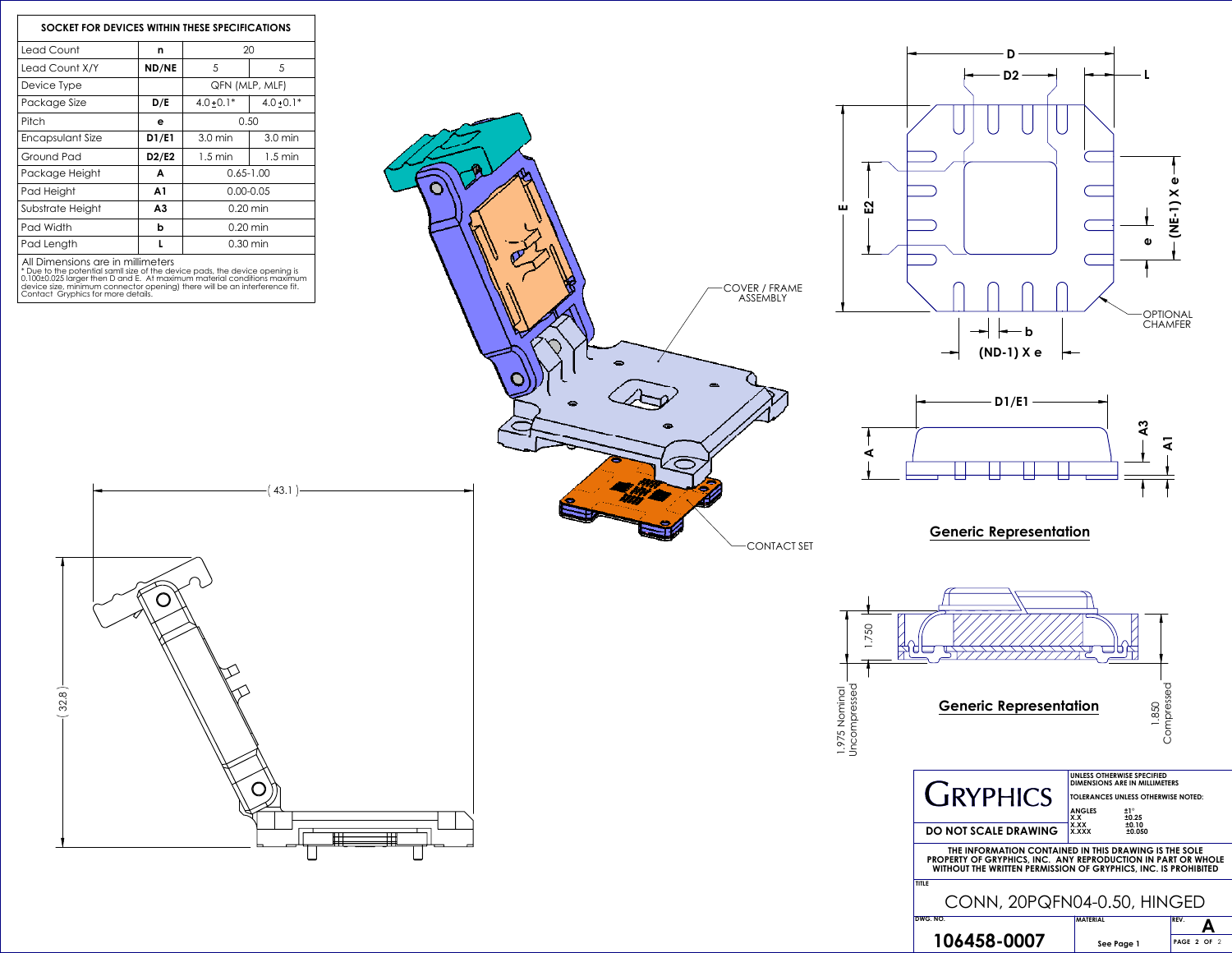| SOCKET FOR DEVICES WITHIN THESE SPECIFICATIONS | | | |
|---|---|---|---|
| Lead Count | n | 20 | |
| Lead Count X/Y | ND/NE | 5 | 5 |
| Device Type | | QFN (MLP, MLF) | |
| Package Size | D/E | 4.0±0.1* | 4.0±0.1* |
| Pitch | e | 0.50 | |
| Encapsulant Size | D1/E1 | 3.0 min | 3.0 min |
| Ground Pad | D2/E2 | 1.5 min | 1.5 min |
| Package Height | A | 0.65-1.00 | |
| Pad Height | A1 | 0.00-0.05 | |
| Substrate Height | A3 | 0.20 min | |
| Pad Width | b | 0.20 min | |
| Pad Length | L | 0.30 min | |

All Dimensions are in millimeters

* Due to the potential samll size of the device pads, the device opening is 0.100±0.025 larger then D and E. At maximum material conditions maximum device size, minimum connector opening) there will be an interference fit. Contact Gryphics for more details.

COVER / FRAME ASSEMBLY

CONTACT SET

( 43.1 )

( 32.8 )

D

D2

L

E

E2

e

(NE-1) X e

OPTIONAL CHAMFER

b

(ND-1) X e

D1/E1

A

A3

A1

**Generic Representation**

1.750

1.975 Nominal Uncompressed

1.850 Compressed

**Generic Representation**

GRYPHICS

DO NOT SCALE DRAWING

UNLESS OTHERWISE SPECIFIED DIMENSIONS ARE IN MILLIMETERS

TOLERANCES UNLESS OTHERWISE NOTED:

| | |
|---|---|
| ANGLES | ±1° |
| X.X | ±0.25 |
| X.XX | ±0.10 |
| X.XXX | ±0.050 |

THE INFORMATION CONTAINED IN THIS DRAWING IS THE SOLE PROPERTY OF GRYPHICS, INC. ANY REPRODUCTION IN PART OR WHOLE WITHOUT THE WRITTEN PERMISSION OF GRYPHICS, INC. IS PROHIBITED

TITLE: CONN, 20PQFN04-0.50, HINGED

DWG. NO.: 106458-0007

MATERIAL: See Page 1

REV.: A

PAGE 2 OF 2